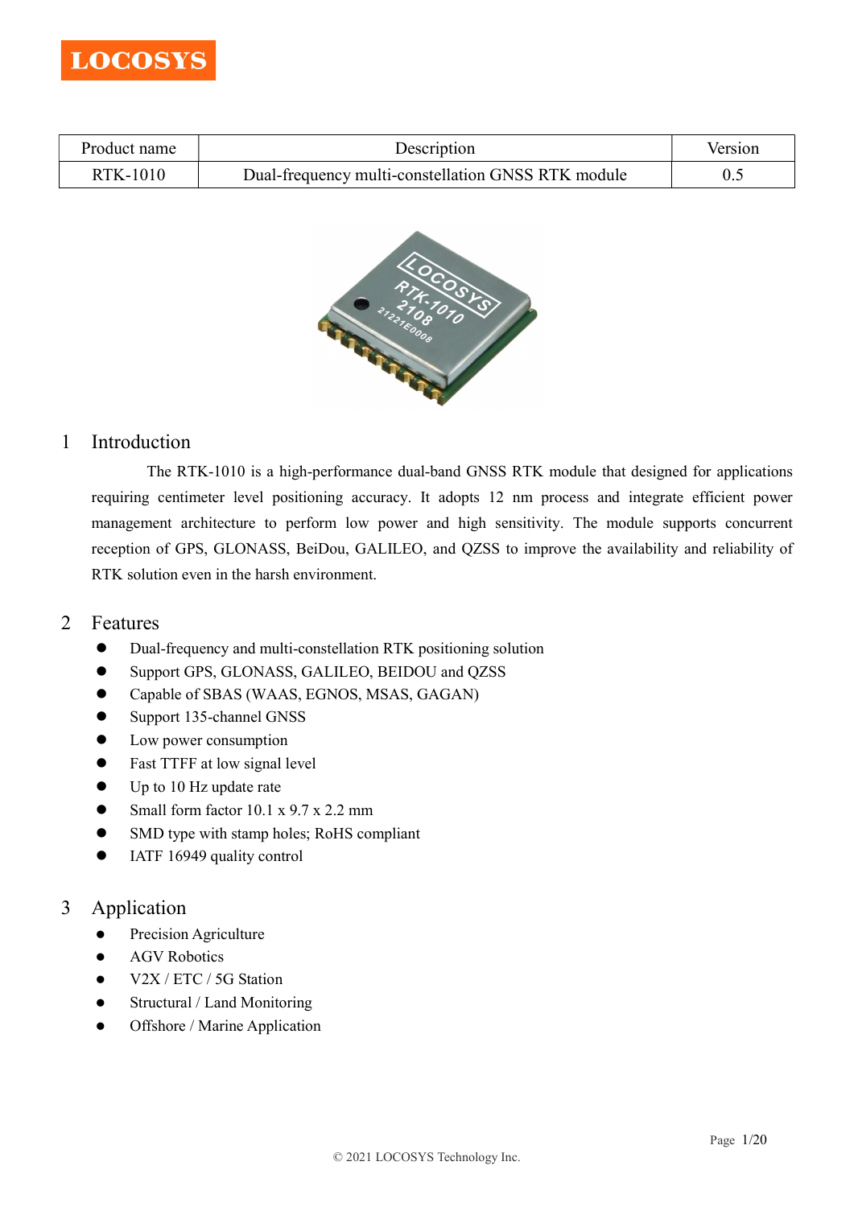LOCOSYS

| Product name | Description | Version |
| --- | --- | --- |
| RTK-1010 | Dual-frequency multi-constellation GNSS RTK module | 0.5 |

## 1 Introduction

The RTK-1010 is a high-performance dual-band GNSS RTK module that designed for applications requiring centimeter level positioning accuracy. It adopts 12 nm process and integrate efficient power management architecture to perform low power and high sensitivity. The module supports concurrent reception of GPS, GLONASS, BeiDou, GALILEO, and QZSS to improve the availability and reliability of RTK solution even in the harsh environment.

## 2 Features

- Dual-frequency and multi-constellation RTK positioning solution
- Support GPS, GLONASS, GALILEO, BEIDOU and QZSS
- Capable of SBAS (WAAS, EGNOS, MSAS, GAGAN)
- Support 135-channel GNSS
- Low power consumption
- Fast TTFF at low signal level
- Up to 10 Hz update rate
- Small form factor 10.1 x 9.7 x 2.2 mm
- SMD type with stamp holes; RoHS compliant
- IATF 16949 quality control

## 3 Application

- Precision Agriculture
- AGV Robotics
- V2X / ETC / 5G Station
- Structural / Land Monitoring
- Offshore / Marine Application

© 2021 LOCOSYS Technology Inc.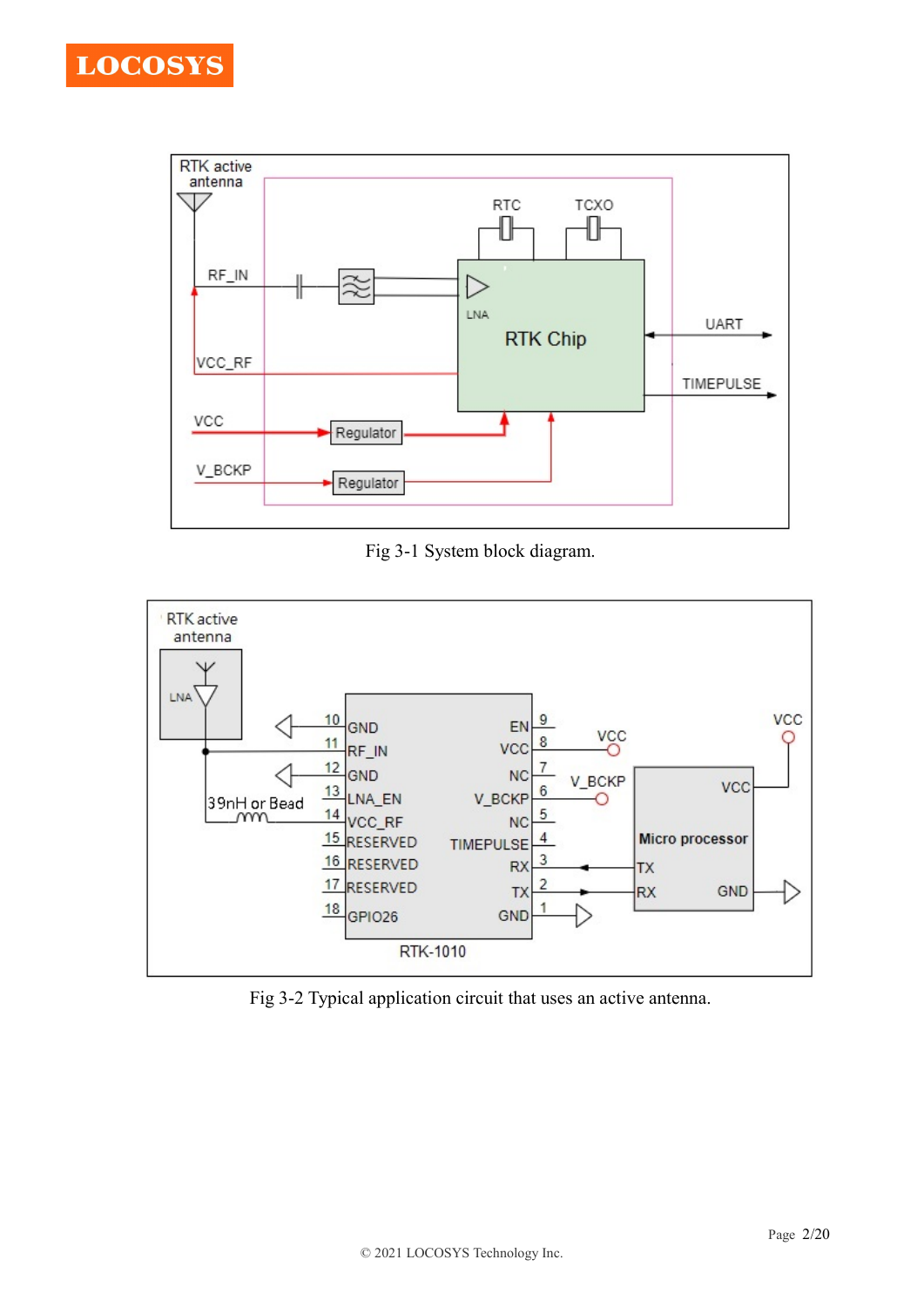Fig 3-1 System block diagram.

Fig 3-2 Typical application circuit that uses an active antenna.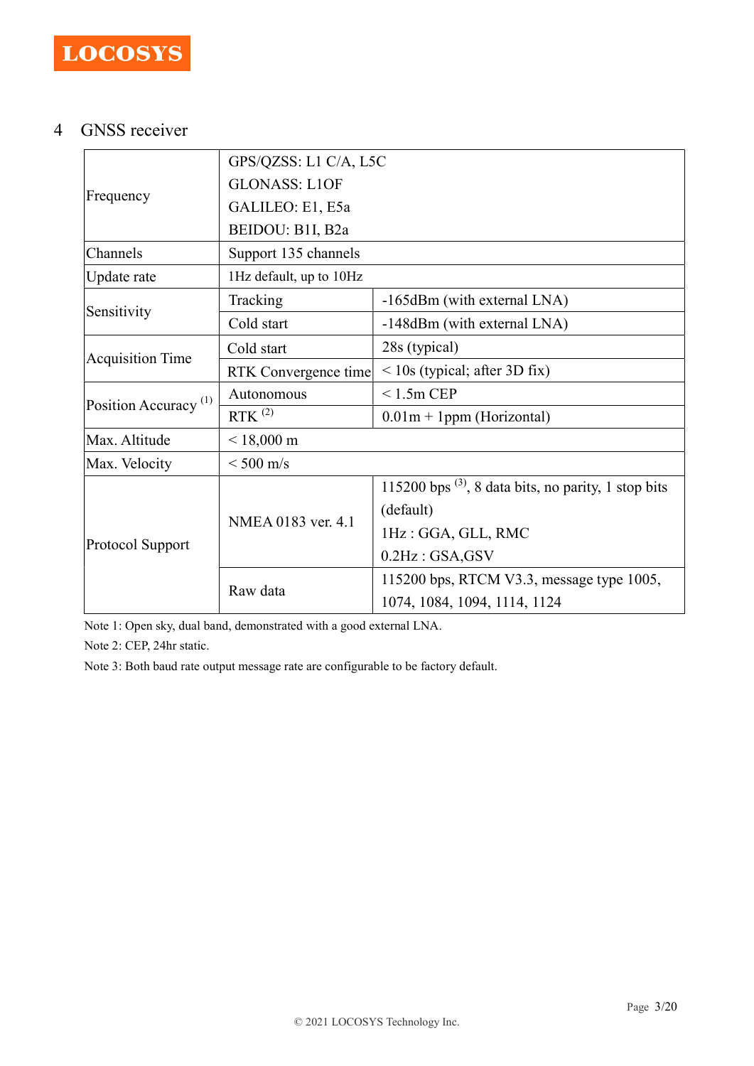# 4 GNSS receiver

| | | |
|---|---|---|
| Frequency | GPS/QZSS: L1 C/A, L5C<br>GLONASS: L1OF<br>GALILEO: E1, E5a<br>BEIDOU: B1I, B2a | |
| Channels | Support 135 channels | |
| Update rate | 1Hz default, up to 10Hz | |
| Sensitivity | Tracking | -165dBm (with external LNA) |
| | Cold start | -148dBm (with external LNA) |
| Acquisition Time | Cold start | 28s (typical) |
| | RTK Convergence time | < 10s (typical; after 3D fix) |
| Position Accuracy [1] | Autonomous | < 1.5m CEP |
| | RTK [2] | 0.01m + 1ppm (Horizontal) |
| Max. Altitude | < 18,000 m | |
| Max. Velocity | < 500 m/s | |
| Protocol Support | NMEA 0183 ver. 4.1 | 115200 bps [3], 8 data bits, no parity, 1 stop bits (default)<br>1Hz : GGA, GLL, RMC<br>0.2Hz : GSA,GSV |
| | Raw data | 115200 bps, RTCM V3.3, message type 1005, 1074, 1084, 1094, 1114, 1124 |

Note 1: Open sky, dual band, demonstrated with a good external LNA.

Note 2: CEP, 24hr static.

Note 3: Both baud rate output message rate are configurable to be factory default.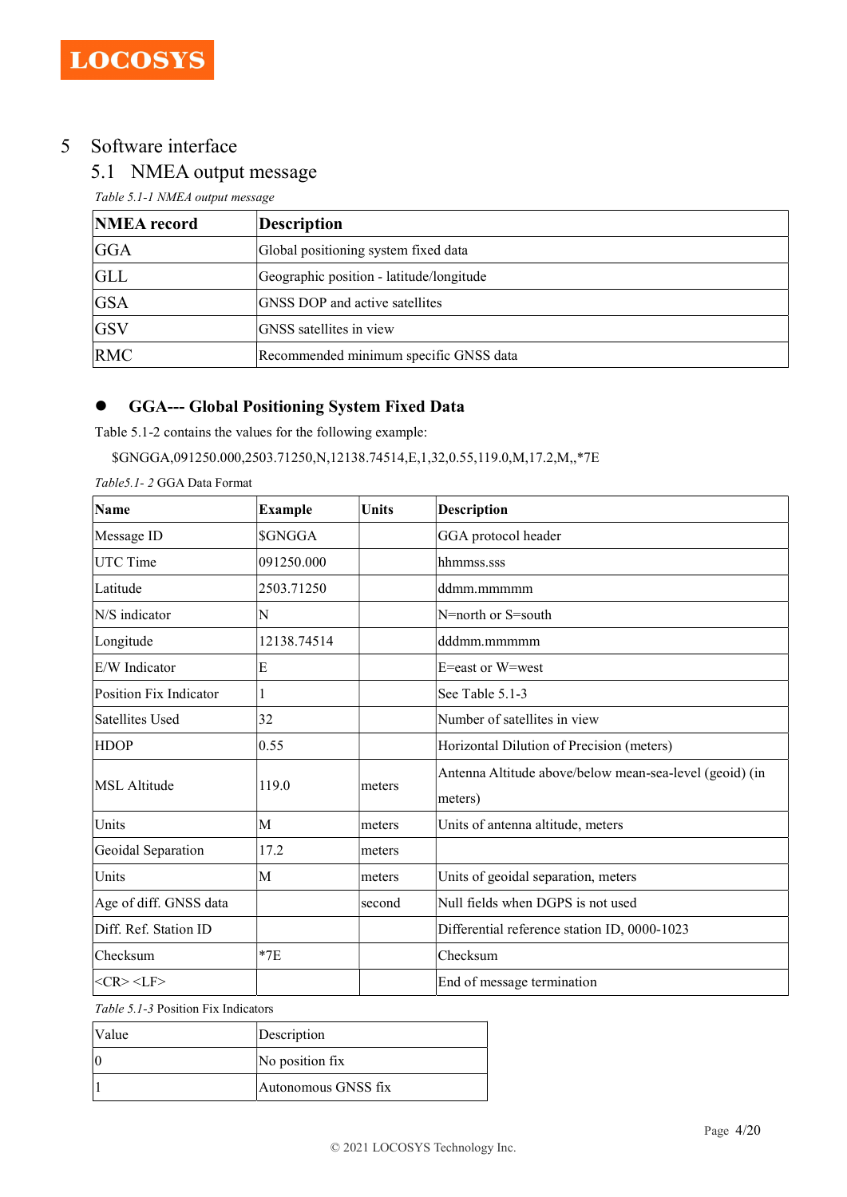# 5 Software interface

## 5.1 NMEA output message

*Table 5.1-1 NMEA output message*

| NMEA record | Description |
|---|---|
| GGA | Global positioning system fixed data |
| GLL | Geographic position - latitude/longitude |
| GSA | GNSS DOP and active satellites |
| GSV | GNSS satellites in view |
| RMC | Recommended minimum specific GNSS data |

- **GGA--- Global Positioning System Fixed Data**

Table 5.1-2 contains the values for the following example:

$GNGGA,091250.000,2503.71250,N,12138.74514,E,1,32,0.55,119.0,M,17.2,M,,*7E

*Table5.1- 2* GGA Data Format

| Name | Example | Units | Description |
|---|---|---|---|
| Message ID | $GNGGA | | GGA protocol header |
| UTC Time | 091250.000 | | hhmmss.sss |
| Latitude | 2503.71250 | | ddmm.mmmmm |
| N/S indicator | N | | N=north or S=south |
| Longitude | 12138.74514 | | dddmm.mmmmm |
| E/W Indicator | E | | E=east or W=west |
| Position Fix Indicator | 1 | | See Table 5.1-3 |
| Satellites Used | 32 | | Number of satellites in view |
| HDOP | 0.55 | | Horizontal Dilution of Precision (meters) |
| MSL Altitude | 119.0 | meters | Antenna Altitude above/below mean-sea-level (geoid) (in meters) |
| Units | M | meters | Units of antenna altitude, meters |
| Geoidal Separation | 17.2 | meters | |
| Units | M | meters | Units of geoidal separation, meters |
| Age of diff. GNSS data | | second | Null fields when DGPS is not used |
| Diff. Ref. Station ID | | | Differential reference station ID, 0000-1023 |
| Checksum | *7E | | Checksum |
| <CR> <LF> | | | End of message termination |

*Table 5.1-3* Position Fix Indicators

| Value | Description |
|---|---|
| 0 | No position fix |
| 1 | Autonomous GNSS fix |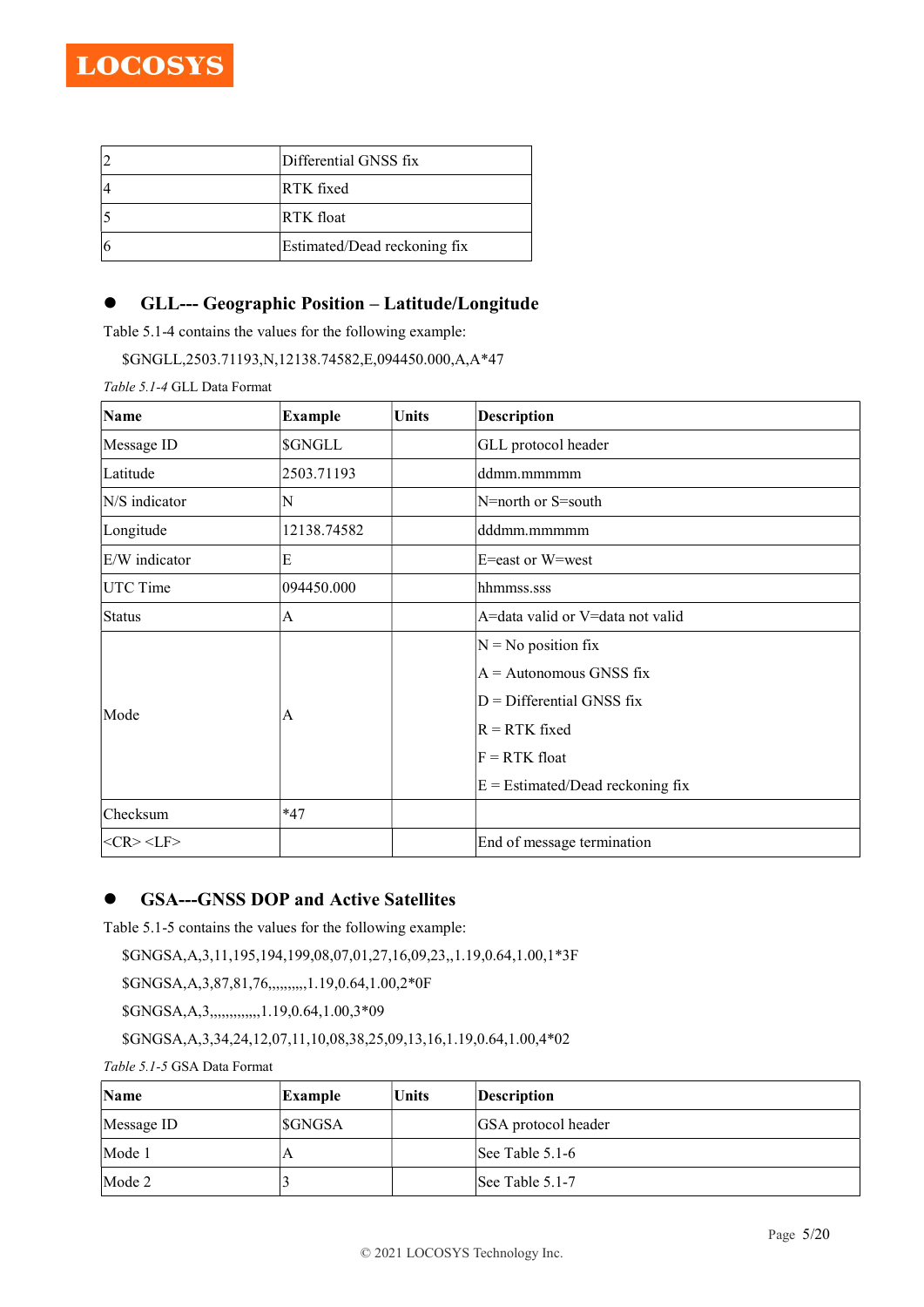| 2 | Differential GNSS fix |
|---|---|
| 4 | RTK fixed |
| 5 | RTK float |
| 6 | Estimated/Dead reckoning fix |

- **GLL--- Geographic Position – Latitude/Longitude**

Table 5.1-4 contains the values for the following example:

$GNGLL,2503.71193,N,12138.74582,E,094450.000,A,A*47

*Table 5.1-4* GLL Data Format

| **Name** | **Example** | **Units** | **Description** |
|---|---|---|---|
| Message ID | $GNGLL | | GLL protocol header |
| Latitude | 2503.71193 | | ddmm.mmmmm |
| N/S indicator | N | | N=north or S=south |
| Longitude | 12138.74582 | | dddmm.mmmmm |
| E/W indicator | E | | E=east or W=west |
| UTC Time | 094450.000 | | hhmmss.sss |
| Status | A | | A=data valid or V=data not valid |
| Mode | A | | N = No position fix<br>A = Autonomous GNSS fix<br>D = Differential GNSS fix<br>R = RTK fixed<br>F = RTK float<br>E = Estimated/Dead reckoning fix |
| Checksum | *47 | | |
| &lt;CR&gt; &lt;LF&gt; | | | End of message termination |

- **GSA---GNSS DOP and Active Satellites**

Table 5.1-5 contains the values for the following example:

$GNGSA,A,3,11,195,194,199,08,07,01,27,16,09,23,,1.19,0.64,1.00,1*3F

$GNGSA,A,3,87,81,76,,,,,,,,,,1.19,0.64,1.00,2*0F

$GNGSA,A,3,,,,,,,,,,,,,1.19,0.64,1.00,3*09

$GNGSA,A,3,34,24,12,07,11,10,08,38,25,09,13,16,1.19,0.64,1.00,4*02

*Table 5.1-5* GSA Data Format

| **Name** | **Example** | **Units** | **Description** |
|---|---|---|---|
| Message ID | $GNGSA | | GSA protocol header |
| Mode 1 | A | | See Table 5.1-6 |
| Mode 2 | 3 | | See Table 5.1-7 |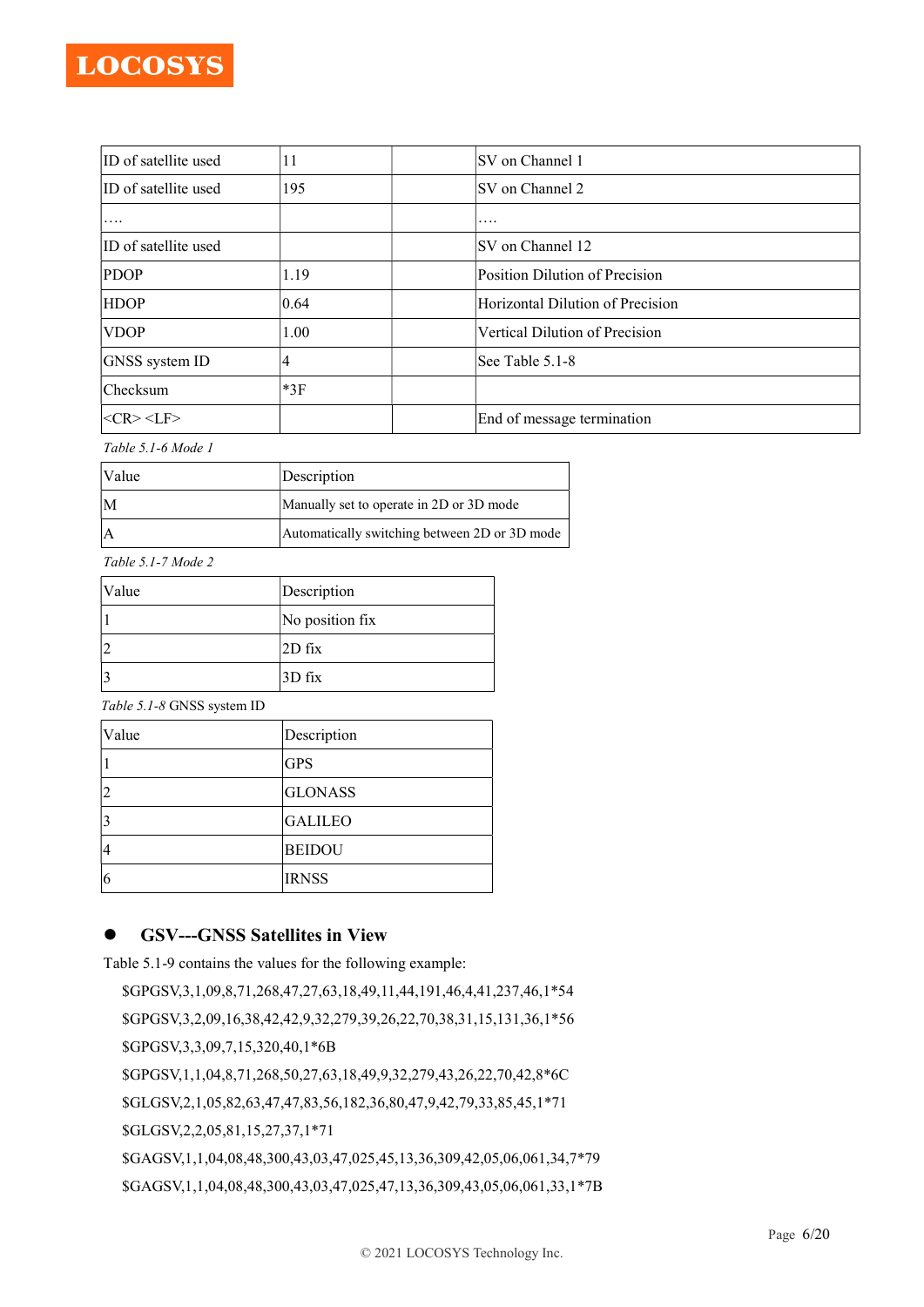| ID of satellite used | 11 | | SV on Channel 1 |
|---|---|---|---|
| ID of satellite used | 195 | | SV on Channel 2 |
| …. | | | …. |
| ID of satellite used | | | SV on Channel 12 |
| PDOP | 1.19 | | Position Dilution of Precision |
| HDOP | 0.64 | | Horizontal Dilution of Precision |
| VDOP | 1.00 | | Vertical Dilution of Precision |
| GNSS system ID | 4 | | See Table 5.1-8 |
| Checksum | *3F | | |
| <CR> <LF> | | | End of message termination |

*Table 5.1-6 Mode 1*

| Value | Description |
|---|---|
| M | Manually set to operate in 2D or 3D mode |
| A | Automatically switching between 2D or 3D mode |

*Table 5.1-7 Mode 2*

| Value | Description |
|---|---|
| 1 | No position fix |
| 2 | 2D fix |
| 3 | 3D fix |

*Table 5.1-8* GNSS system ID

| Value | Description |
|---|---|
| 1 | GPS |
| 2 | GLONASS |
| 3 | GALILEO |
| 4 | BEIDOU |
| 6 | IRNSS |

- **GSV---GNSS Satellites in View**

Table 5.1-9 contains the values for the following example:

```
$GPGSV,3,1,09,8,71,268,47,27,63,18,49,11,44,191,46,4,41,237,46,1*54
$GPGSV,3,2,09,16,38,42,42,9,32,279,39,26,22,70,38,31,15,131,36,1*56
$GPGSV,3,3,09,7,15,320,40,1*6B
$GPGSV,1,1,04,8,71,268,50,27,63,18,49,9,32,279,43,26,22,70,42,8*6C
$GLGSV,2,1,05,82,63,47,47,83,56,182,36,80,47,9,42,79,33,85,45,1*71
$GLGSV,2,2,05,81,15,27,37,1*71
$GAGSV,1,1,04,08,48,300,43,03,47,025,45,13,36,309,42,05,06,061,34,7*79
$GAGSV,1,1,04,08,48,300,43,03,47,025,47,13,36,309,43,05,06,061,33,1*7B
```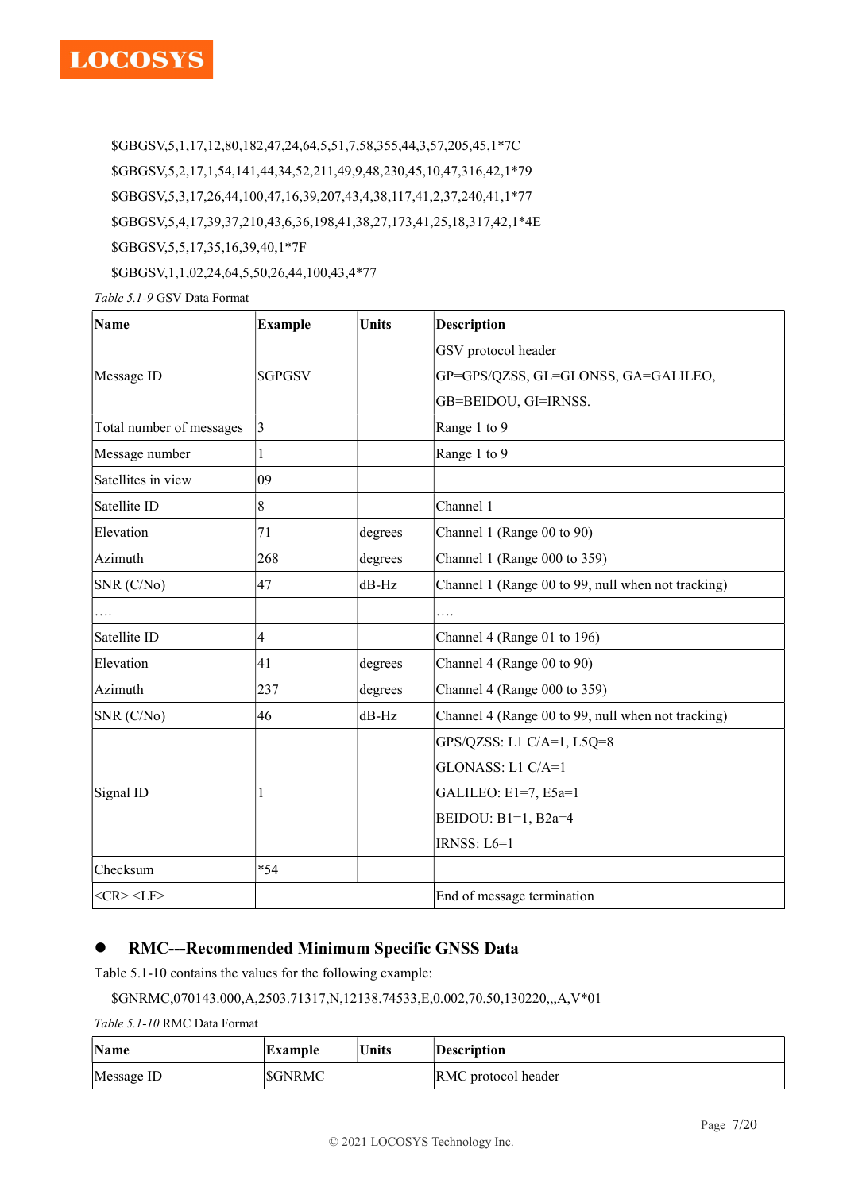$GBGSV,5,1,17,12,80,182,47,24,64,5,51,7,58,355,44,3,57,205,45,1*7C

$GBGSV,5,2,17,1,54,141,44,34,52,211,49,9,48,230,45,10,47,316,42,1*79

$GBGSV,5,3,17,26,44,100,47,16,39,207,43,4,38,117,41,2,37,240,41,1*77

$GBGSV,5,4,17,39,37,210,43,6,36,198,41,38,27,173,41,25,18,317,42,1*4E

$GBGSV,5,5,17,35,16,39,40,1*7F

$GBGSV,1,1,02,24,64,5,50,26,44,100,43,4*77

*Table 5.1-9* GSV Data Format

| Name | Example | Units | Description |
|---|---|---|---|
| Message ID | $GPGSV | | GSV protocol header<br>GP=GPS/QZSS, GL=GLONSS, GA=GALILEO,<br>GB=BEIDOU, GI=IRNSS. |
| Total number of messages | 3 | | Range 1 to 9 |
| Message number | 1 | | Range 1 to 9 |
| Satellites in view | 09 | | |
| Satellite ID | 8 | | Channel 1 |
| Elevation | 71 | degrees | Channel 1 (Range 00 to 90) |
| Azimuth | 268 | degrees | Channel 1 (Range 000 to 359) |
| SNR (C/No) | 47 | dB-Hz | Channel 1 (Range 00 to 99, null when not tracking) |
| …. | | | …. |
| Satellite ID | 4 | | Channel 4 (Range 01 to 196) |
| Elevation | 41 | degrees | Channel 4 (Range 00 to 90) |
| Azimuth | 237 | degrees | Channel 4 (Range 000 to 359) |
| SNR (C/No) | 46 | dB-Hz | Channel 4 (Range 00 to 99, null when not tracking) |
| Signal ID | 1 | | GPS/QZSS: L1 C/A=1, L5Q=8<br>GLONASS: L1 C/A=1<br>GALILEO: E1=7, E5a=1<br>BEIDOU: B1=1, B2a=4<br>IRNSS: L6=1 |
| Checksum | *54 | | |
| <CR> <LF> | | | End of message termination |

- **RMC---Recommended Minimum Specific GNSS Data**

Table 5.1-10 contains the values for the following example:

$GNRMC,070143.000,A,2503.71317,N,12138.74533,E,0.002,70.50,130220,,,A,V*01

*Table 5.1-10* RMC Data Format

| Name | Example | Units | Description |
|---|---|---|---|
| Message ID | $GNRMC | | RMC protocol header |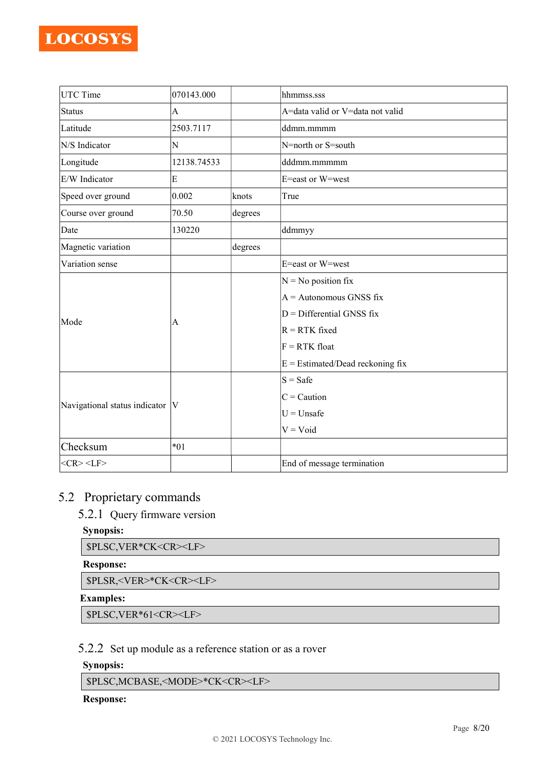| UTC Time | 070143.000 | | hhmmss.sss |
|---|---|---|---|
| Status | A | | A=data valid or V=data not valid |
| Latitude | 2503.7117 | | ddmm.mmmm |
| N/S Indicator | N | | N=north or S=south |
| Longitude | 12138.74533 | | dddmm.mmmmm |
| E/W Indicator | E | | E=east or W=west |
| Speed over ground | 0.002 | knots | True |
| Course over ground | 70.50 | degrees | |
| Date | 130220 | | ddmmyy |
| Magnetic variation | | degrees | |
| Variation sense | | | E=east or W=west |
| Mode | A | | N = No position fix<br>A = Autonomous GNSS fix<br>D = Differential GNSS fix<br>R = RTK fixed<br>F = RTK float<br>E = Estimated/Dead reckoning fix |
| Navigational status indicator | V | | S = Safe<br>C = Caution<br>U = Unsafe<br>V = Void |
| Checksum | *01 | | |
| <CR> <LF> | | | End of message termination |

## 5.2 Proprietary commands

### 5.2.1 Query firmware version

**Synopsis:**

```
$PLSC,VER*CK<CR><LF>
```

**Response:**

```
$PLSR,<VER>*CK<CR><LF>
```

**Examples:**

```
$PLSC,VER*61<CR><LF>
```

### 5.2.2 Set up module as a reference station or as a rover

**Synopsis:**

```
$PLSC,MCBASE,<MODE>*CK<CR><LF>
```

**Response:**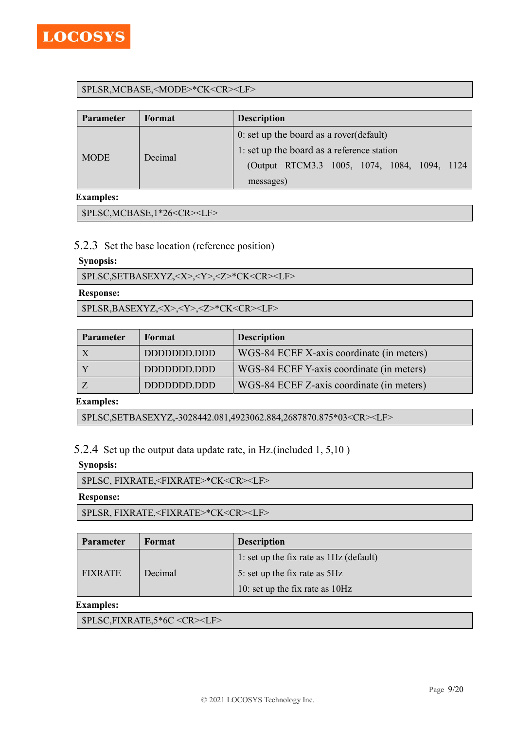```
$PLSR,MCBASE,<MODE>*CK<CR><LF>
```

| Parameter | Format | Description |
| --- | --- | --- |
| MODE | Decimal | 0: set up the board as a rover(default)<br>1: set up the board as a reference station<br>(Output RTCM3.3 1005, 1074, 1084, 1094, 1124 messages) |

**Examples:**

```
$PLSC,MCBASE,1*26<CR><LF>
```

### 5.2.3 Set the base location (reference position)

**Synopsis:**

```
$PLSC,SETBASEXYZ,<X>,<Y>,<Z>*CK<CR><LF>
```

**Response:**

```
$PLSR,BASEXYZ,<X>,<Y>,<Z>*CK<CR><LF>
```

| Parameter | Format | Description |
| --- | --- | --- |
| X | DDDDDDD.DDD | WGS-84 ECEF X-axis coordinate (in meters) |
| Y | DDDDDDD.DDD | WGS-84 ECEF Y-axis coordinate (in meters) |
| Z | DDDDDDD.DDD | WGS-84 ECEF Z-axis coordinate (in meters) |

**Examples:**

```
$PLSC,SETBASEXYZ,-3028442.081,4923062.884,2687870.875*03<CR><LF>
```

### 5.2.4 Set up the output data update rate, in Hz.(included 1, 5,10 )

**Synopsis:**

```
$PLSC, FIXRATE,<FIXRATE>*CK<CR><LF>
```

**Response:**

```
$PLSR, FIXRATE,<FIXRATE>*CK<CR><LF>
```

| Parameter | Format | Description |
| --- | --- | --- |
| FIXRATE | Decimal | 1: set up the fix rate as 1Hz (default)<br>5: set up the fix rate as 5Hz<br>10: set up the fix rate as 10Hz |

**Examples:**

```
$PLSC,FIXRATE,5*6C <CR><LF>
```

© 2021 LOCOSYS Technology Inc.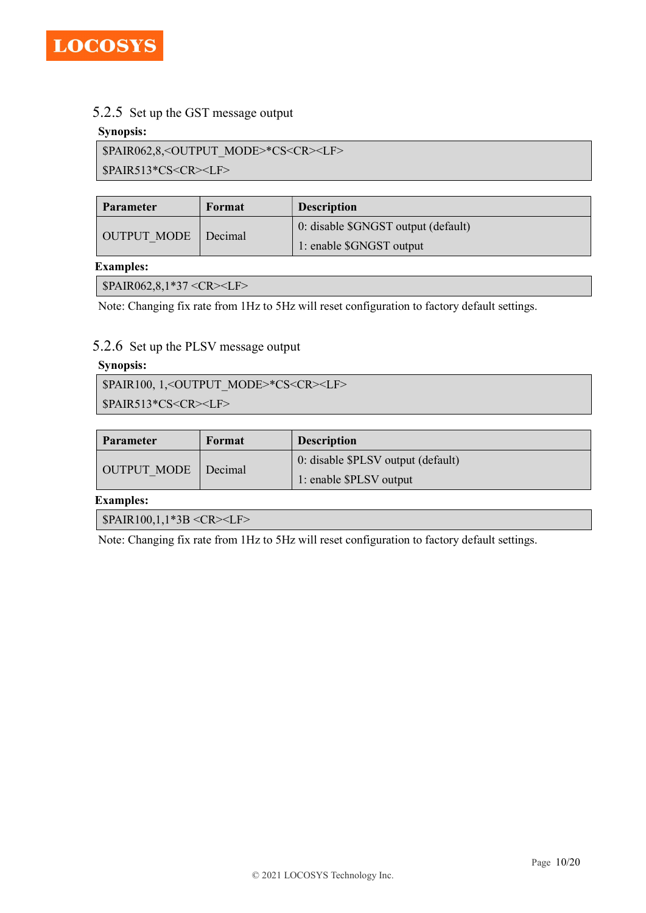### 5.2.5 Set up the GST message output

**Synopsis:**

```
$PAIR062,8,<OUTPUT_MODE>*CS<CR><LF>
$PAIR513*CS<CR><LF>
```

| Parameter | Format | Description |
|---|---|---|
| OUTPUT_MODE | Decimal | 0: disable $GNGST output (default)<br>1: enable $GNGST output |

**Examples:**

```
$PAIR062,8,1*37 <CR><LF>
```

Note: Changing fix rate from 1Hz to 5Hz will reset configuration to factory default settings.

### 5.2.6 Set up the PLSV message output

**Synopsis:**

```
$PAIR100, 1,<OUTPUT_MODE>*CS<CR><LF>
$PAIR513*CS<CR><LF>
```

| Parameter | Format | Description |
|---|---|---|
| OUTPUT_MODE | Decimal | 0: disable $PLSV output (default)<br>1: enable $PLSV output |

**Examples:**

```
$PAIR100,1,1*3B <CR><LF>
```

Note: Changing fix rate from 1Hz to 5Hz will reset configuration to factory default settings.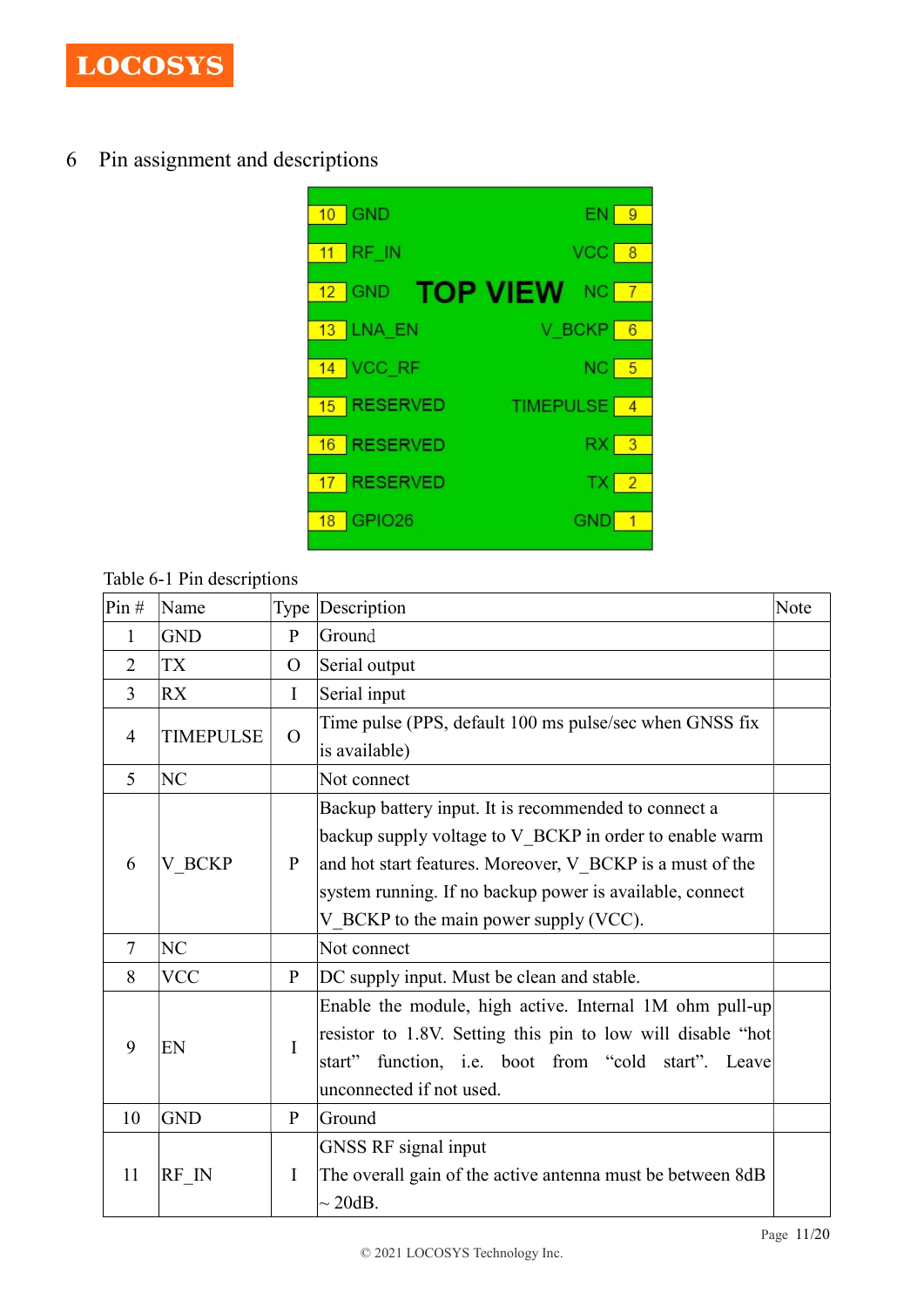# 6 Pin assignment and descriptions

| | | TOP VIEW | | |
|---|---|---|---|---|
| 10 | GND | | EN | 9 |
| 11 | RF_IN | | VCC | 8 |
| 12 | GND | | NC | 7 |
| 13 | LNA_EN | | V_BCKP | 6 |
| 14 | VCC_RF | | NC | 5 |
| 15 | RESERVED | | TIMEPULSE | 4 |
| 16 | RESERVED | | RX | 3 |
| 17 | RESERVED | | TX | 2 |
| 18 | GPIO26 | | GND | 1 |

Table 6-1 Pin descriptions

| Pin # | Name | Type | Description | Note |
|---|---|---|---|---|
| 1 | GND | P | Ground | |
| 2 | TX | O | Serial output | |
| 3 | RX | I | Serial input | |
| 4 | TIMEPULSE | O | Time pulse (PPS, default 100 ms pulse/sec when GNSS fix is available) | |
| 5 | NC | | Not connect | |
| 6 | V_BCKP | P | Backup battery input. It is recommended to connect a backup supply voltage to V_BCKP in order to enable warm and hot start features. Moreover, V_BCKP is a must of the system running. If no backup power is available, connect V_BCKP to the main power supply (VCC). | |
| 7 | NC | | Not connect | |
| 8 | VCC | P | DC supply input. Must be clean and stable. | |
| 9 | EN | I | Enable the module, high active. Internal 1M ohm pull-up resistor to 1.8V. Setting this pin to low will disable "hot start" function, i.e. boot from "cold start". Leave unconnected if not used. | |
| 10 | GND | P | Ground | |
| 11 | RF_IN | I | GNSS RF signal input<br>The overall gain of the active antenna must be between 8dB ~ 20dB. | |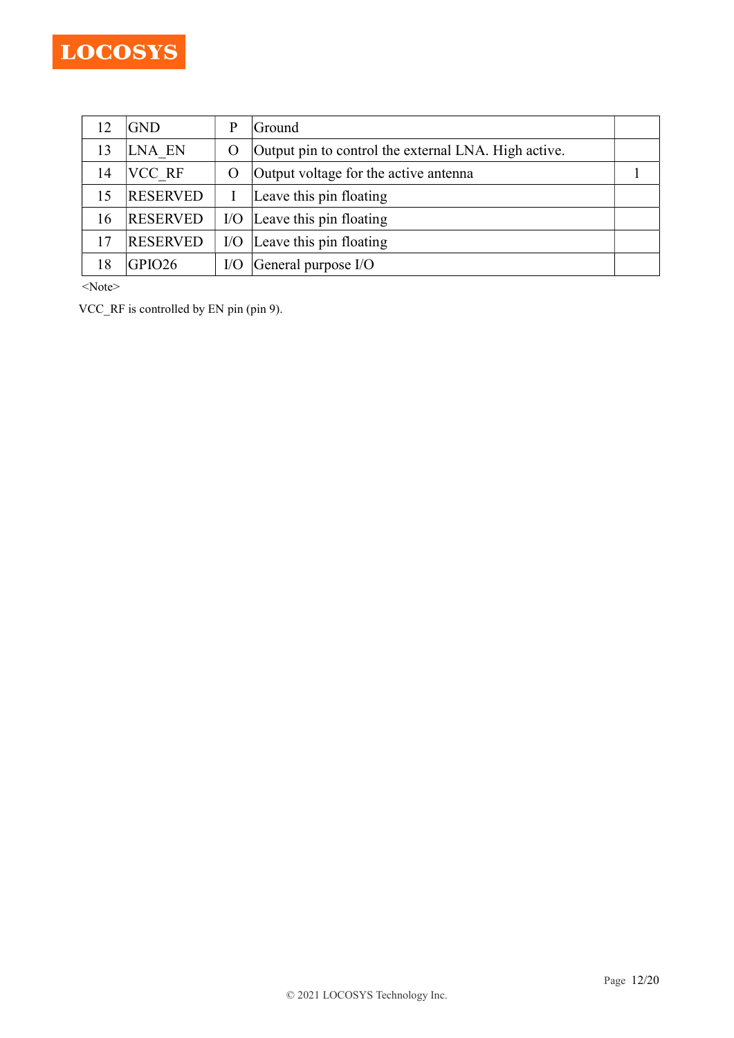| 12 | GND | P | Ground | |
|---|---|---|---|---|
| 13 | LNA_EN | O | Output pin to control the external LNA. High active. | |
| 14 | VCC_RF | O | Output voltage for the active antenna | 1 |
| 15 | RESERVED | I | Leave this pin floating | |
| 16 | RESERVED | I/O | Leave this pin floating | |
| 17 | RESERVED | I/O | Leave this pin floating | |
| 18 | GPIO26 | I/O | General purpose I/O | |

<Note>

VCC_RF is controlled by EN pin (pin 9).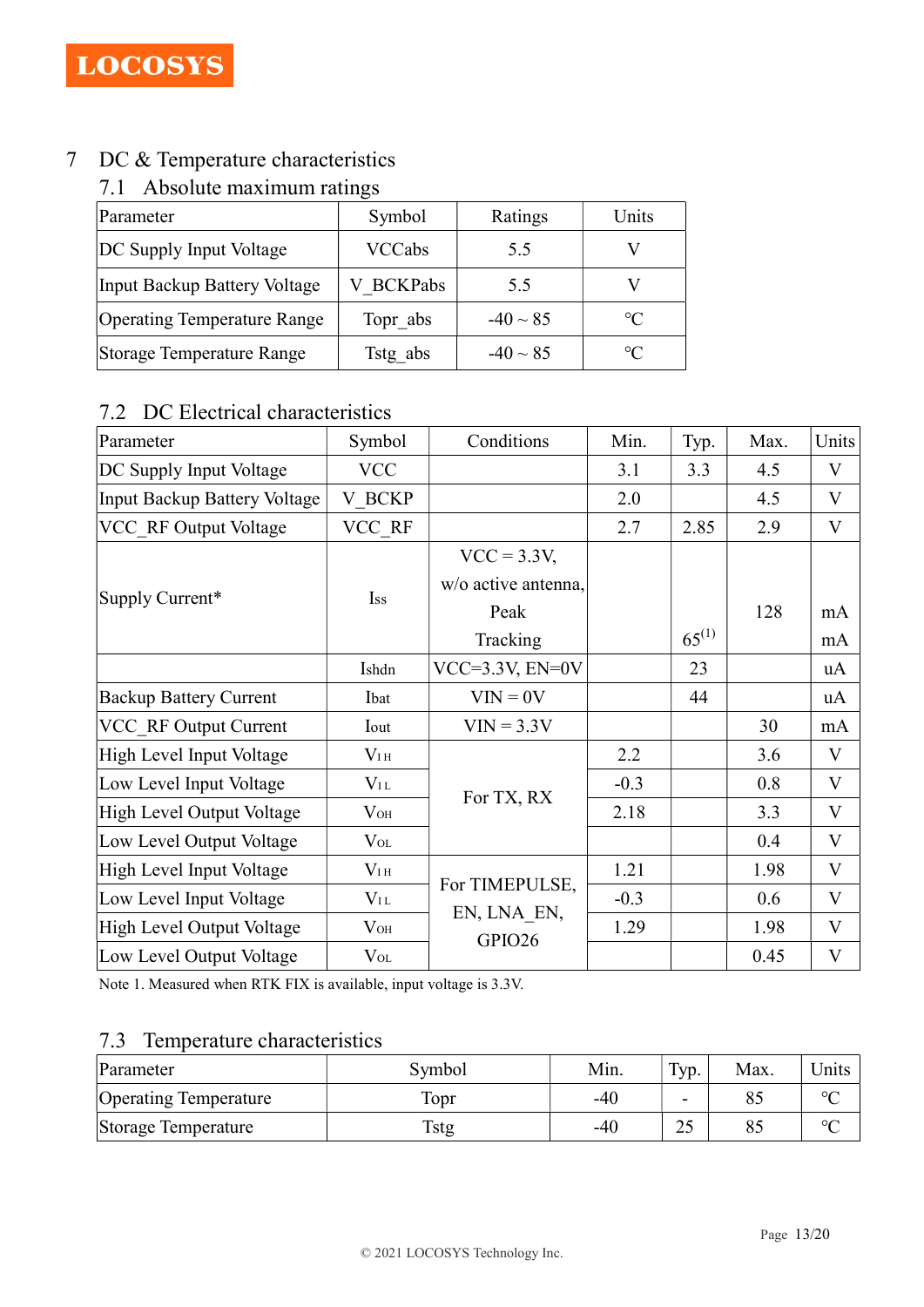# 7 DC & Temperature characteristics

## 7.1 Absolute maximum ratings

| Parameter | Symbol | Ratings | Units |
|---|---|---|---|
| DC Supply Input Voltage | VCCabs | 5.5 | V |
| Input Backup Battery Voltage | V_BCKPabs | 5.5 | V |
| Operating Temperature Range | Topr_abs | -40 ~ 85 | ℃ |
| Storage Temperature Range | Tstg_abs | -40 ~ 85 | ℃ |

## 7.2 DC Electrical characteristics

| Parameter | Symbol | Conditions | Min. | Typ. | Max. | Units |
|---|---|---|---|---|---|---|
| DC Supply Input Voltage | VCC | | 3.1 | 3.3 | 4.5 | V |
| Input Backup Battery Voltage | V_BCKP | | 2.0 | | 4.5 | V |
| VCC_RF Output Voltage | VCC_RF | | 2.7 | 2.85 | 2.9 | V |
| Supply Current* | Iss | VCC = 3.3V, w/o active antenna, Peak | | | 128 | mA |
| | | Tracking | | 65(1) | | mA |
| | Ishdn | VCC=3.3V, EN=0V | | 23 | | uA |
| Backup Battery Current | Ibat | VIN = 0V | | 44 | | uA |
| VCC_RF Output Current | Iout | VIN = 3.3V | | | 30 | mA |
| High Level Input Voltage | $V_{IH}$ | For TX, RX | 2.2 | | 3.6 | V |
| Low Level Input Voltage | $V_{IL}$ | For TX, RX | -0.3 | | 0.8 | V |
| High Level Output Voltage | $V_{OH}$ | For TX, RX | 2.18 | | 3.3 | V |
| Low Level Output Voltage | $V_{OL}$ | For TX, RX | | | 0.4 | V |
| High Level Input Voltage | $V_{IH}$ | For TIMEPULSE, EN, LNA_EN, GPIO26 | 1.21 | | 1.98 | V |
| Low Level Input Voltage | $V_{IL}$ | For TIMEPULSE, EN, LNA_EN, GPIO26 | -0.3 | | 0.6 | V |
| High Level Output Voltage | $V_{OH}$ | For TIMEPULSE, EN, LNA_EN, GPIO26 | 1.29 | | 1.98 | V |
| Low Level Output Voltage | $V_{OL}$ | For TIMEPULSE, EN, LNA_EN, GPIO26 | | | 0.45 | V |

Note 1. Measured when RTK FIX is available, input voltage is 3.3V.

## 7.3 Temperature characteristics

| Parameter | Symbol | Min. | Typ. | Max. | Units |
|---|---|---|---|---|---|
| Operating Temperature | Topr | -40 | - | 85 | ℃ |
| Storage Temperature | Tstg | -40 | 25 | 85 | ℃ |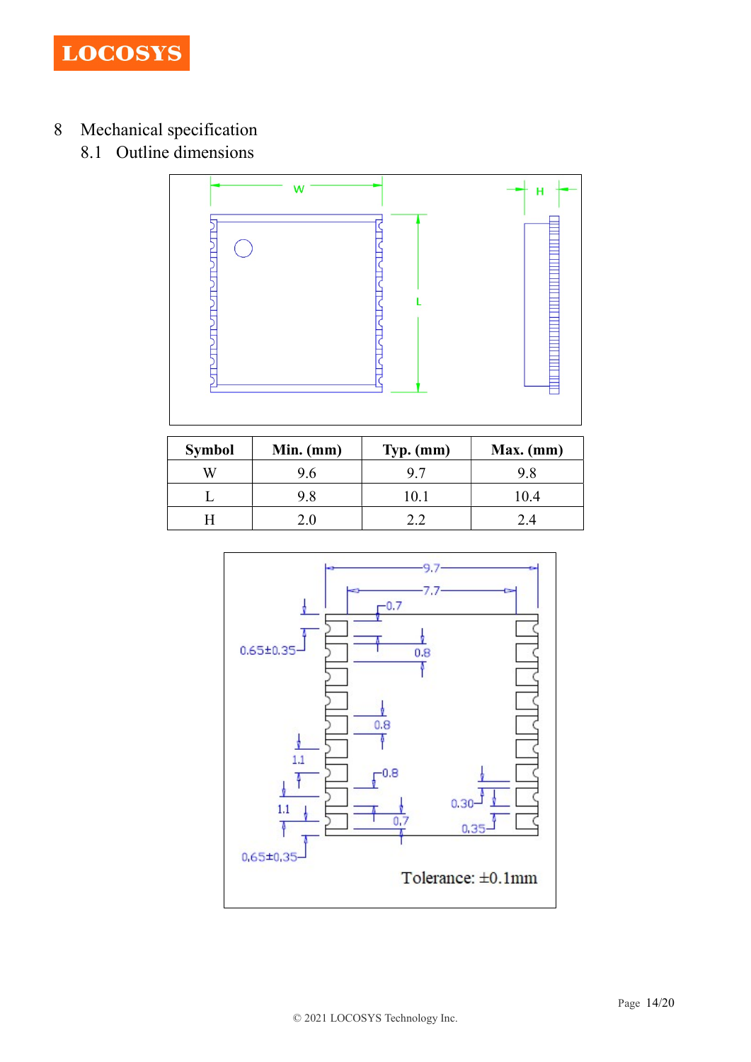# 8 Mechanical specification

## 8.1 Outline dimensions

| Symbol | Min. (mm) | Typ. (mm) | Max. (mm) |
|---|---|---|---|
| W | 9.6 | 9.7 | 9.8 |
| L | 9.8 | 10.1 | 10.4 |
| H | 2.0 | 2.2 | 2.4 |

Tolerance: ±0.1mm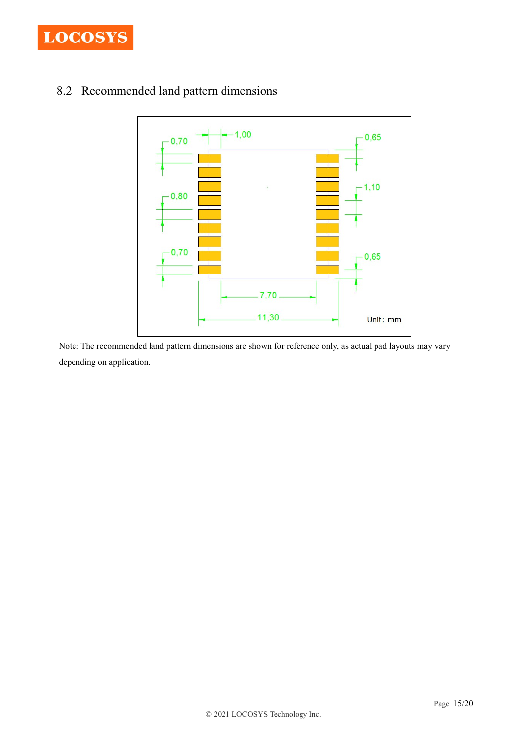## 8.2 Recommended land pattern dimensions

Note: The recommended land pattern dimensions are shown for reference only, as actual pad layouts may vary depending on application.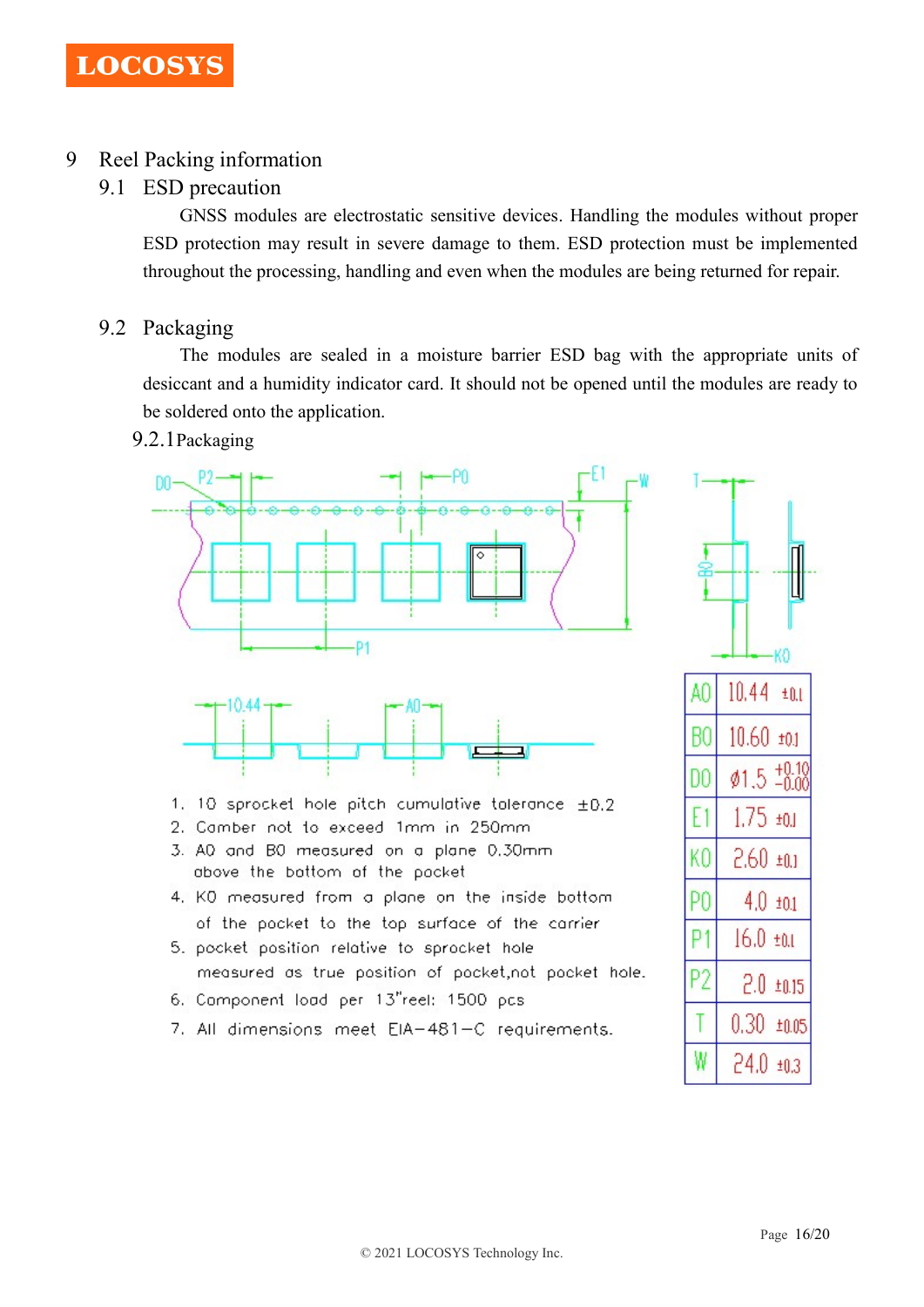# 9 Reel Packing information

## 9.1 ESD precaution

GNSS modules are electrostatic sensitive devices. Handling the modules without proper ESD protection may result in severe damage to them. ESD protection must be implemented throughout the processing, handling and even when the modules are being returned for repair.

## 9.2 Packaging

The modules are sealed in a moisture barrier ESD bag with the appropriate units of desiccant and a humidity indicator card. It should not be opened until the modules are ready to be soldered onto the application.

### 9.2.1 Packaging

1. 10 sprocket hole pitch cumulative tolerance ±0.2
2. Camber not to exceed 1mm in 250mm
3. A0 and B0 measured on a plane 0.30mm above the bottom of the pocket
4. K0 measured from a plane on the inside bottom of the pocket to the top surface of the carrier
5. pocket position relative to sprocket hole measured as true position of pocket, not pocket hole.
6. Component load per 13"reel: 1500 pcs
7. All dimensions meet EIA-481-C requirements.

| Symbol | Value |
|---|---|
| A0 | 10.44 ±0.1 |
| B0 | 10.60 ±0.1 |
| D0 | Ø1.5 +0.10 / -0.00 |
| E1 | 1.75 ±0.1 |
| K0 | 2.60 ±0.1 |
| P0 | 4.0 ±0.1 |
| P1 | 16.0 ±0.1 |
| P2 | 2.0 ±0.15 |
| T | 0.30 ±0.05 |
| W | 24.0 ±0.3 |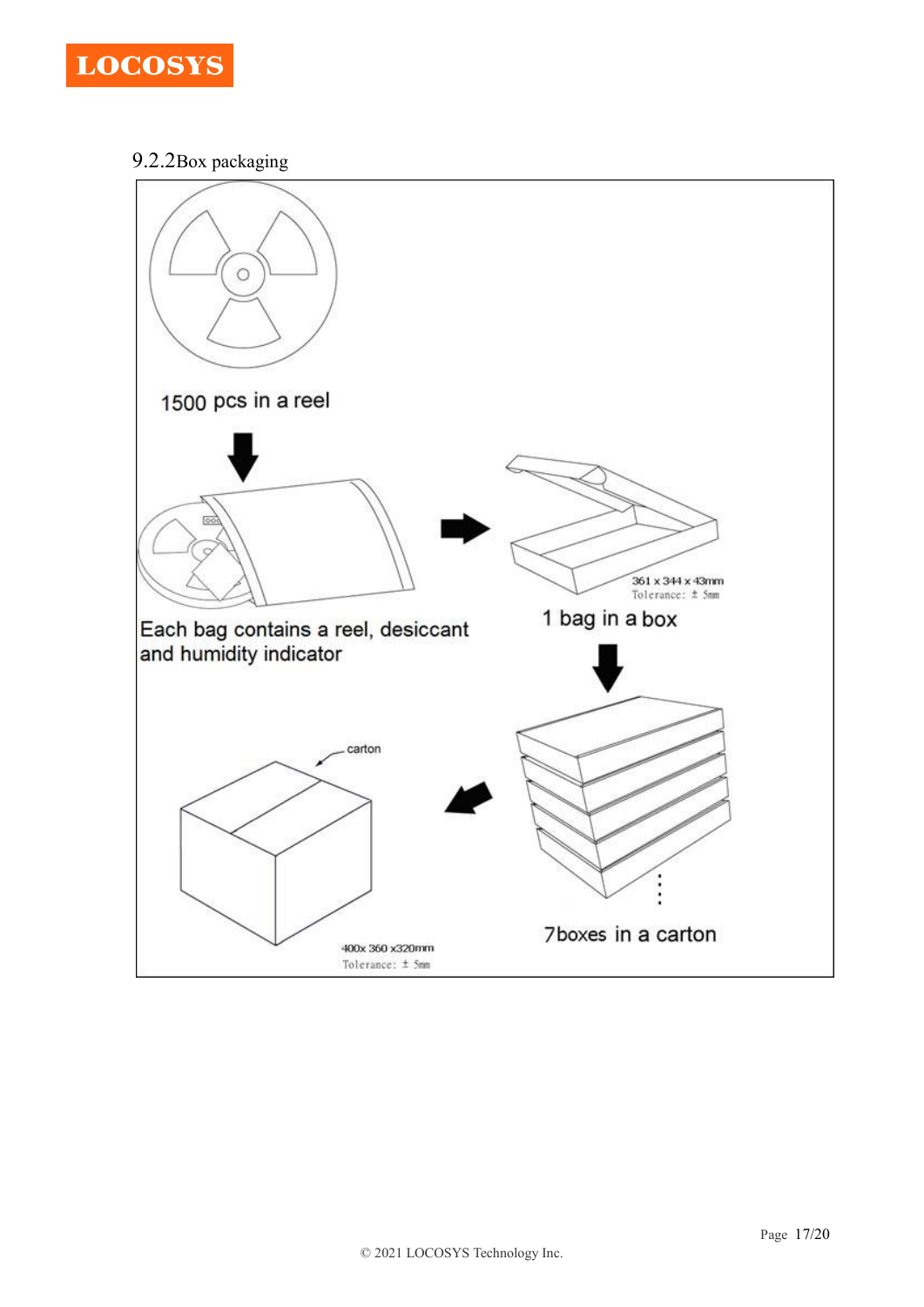### 9.2.2 Box packaging

1500 pcs in a reel

Each bag contains a reel, desiccant and humidity indicator

361 x 344 x 43mm
Tolerance: ± 5mm

1 bag in a box

7boxes in a carton

carton

400x 360 x320mm
Tolerance: ± 5mm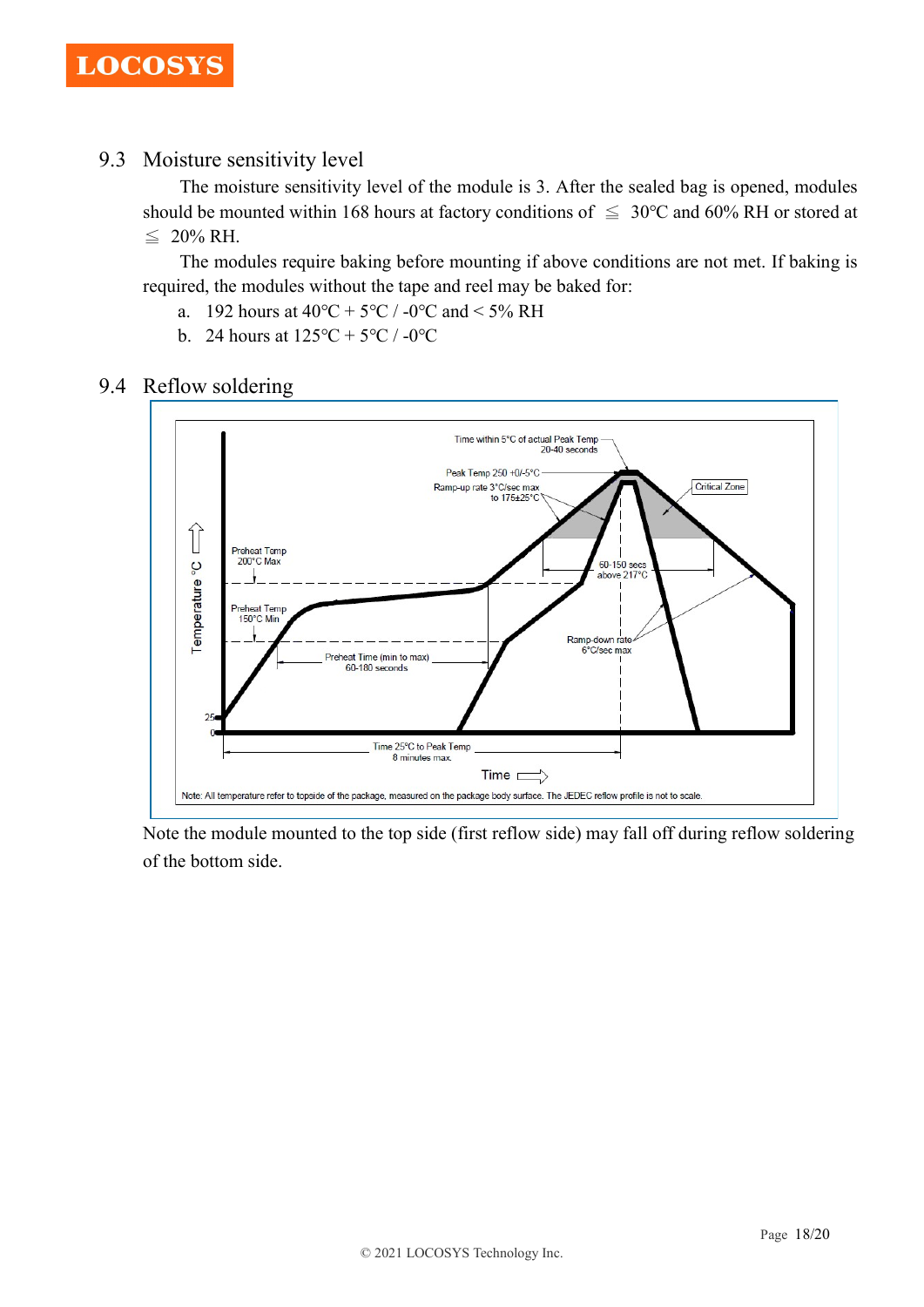## 9.3 Moisture sensitivity level

The moisture sensitivity level of the module is 3. After the sealed bag is opened, modules should be mounted within 168 hours at factory conditions of ≦ 30°C and 60% RH or stored at ≦ 20% RH.

The modules require baking before mounting if above conditions are not met. If baking is required, the modules without the tape and reel may be baked for:

a. 192 hours at 40°C + 5°C / -0°C and < 5% RH
b. 24 hours at 125°C + 5°C / -0°C

## 9.4 Reflow soldering

Time within 5°C of actual Peak Temp 20-40 seconds

Peak Temp 250 +0/-5°C

Ramp-up rate 3°C/sec max to 175±25°C

Critical Zone

Preheat Temp 200°C Max

Preheat Temp 150°C Min

60-150 secs above 217°C

Preheat Time (min to max) 60-180 seconds

Ramp-down rate 6°C/sec max

Temperature °C

25

0

Time 25°C to Peak Temp 8 minutes max.

Time

Note: All temperature refer to topside of the package, measured on the package body surface. The JEDEC reflow profile is not to scale.

Note the module mounted to the top side (first reflow side) may fall off during reflow soldering of the bottom side.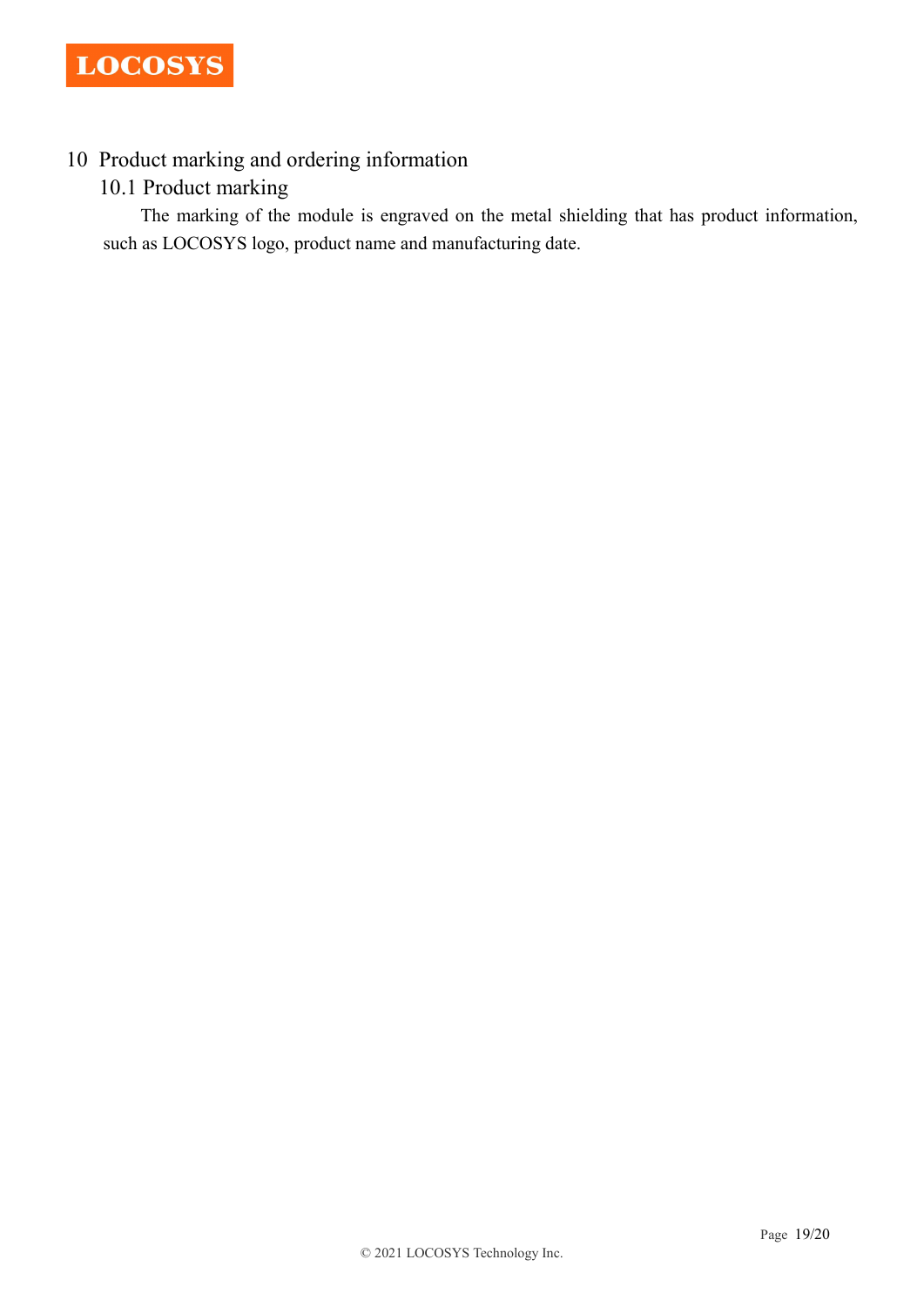# 10 Product marking and ordering information

## 10.1 Product marking

The marking of the module is engraved on the metal shielding that has product information, such as LOCOSYS logo, product name and manufacturing date.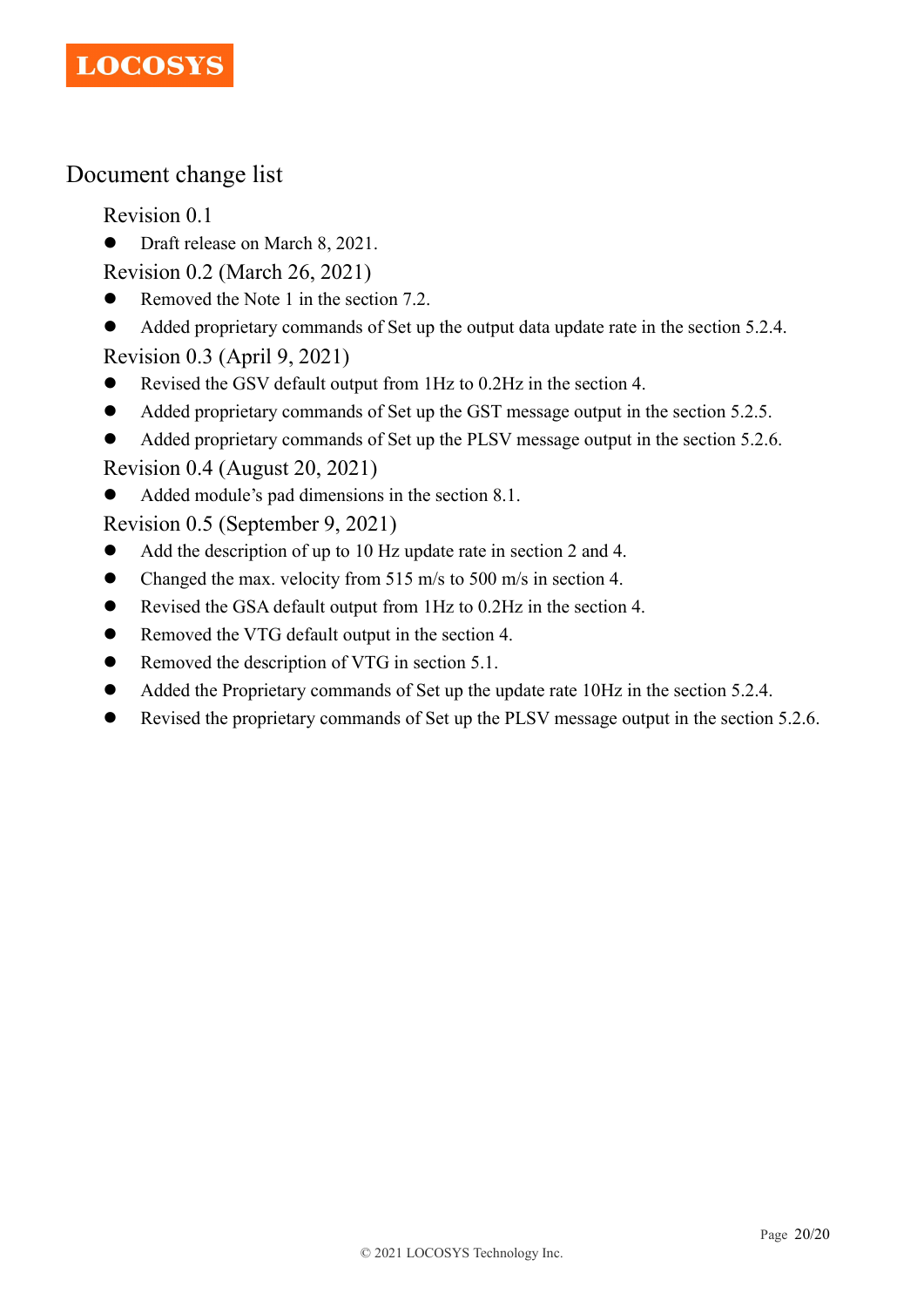## Document change list

### Revision 0.1

- Draft release on March 8, 2021.

### Revision 0.2 (March 26, 2021)

- Removed the Note 1 in the section 7.2.
- Added proprietary commands of Set up the output data update rate in the section 5.2.4.

### Revision 0.3 (April 9, 2021)

- Revised the GSV default output from 1Hz to 0.2Hz in the section 4.
- Added proprietary commands of Set up the GST message output in the section 5.2.5.
- Added proprietary commands of Set up the PLSV message output in the section 5.2.6.

### Revision 0.4 (August 20, 2021)

- Added module's pad dimensions in the section 8.1.

### Revision 0.5 (September 9, 2021)

- Add the description of up to 10 Hz update rate in section 2 and 4.
- Changed the max. velocity from 515 m/s to 500 m/s in section 4.
- Revised the GSA default output from 1Hz to 0.2Hz in the section 4.
- Removed the VTG default output in the section 4.
- Removed the description of VTG in section 5.1.
- Added the Proprietary commands of Set up the update rate 10Hz in the section 5.2.4.
- Revised the proprietary commands of Set up the PLSV message output in the section 5.2.6.